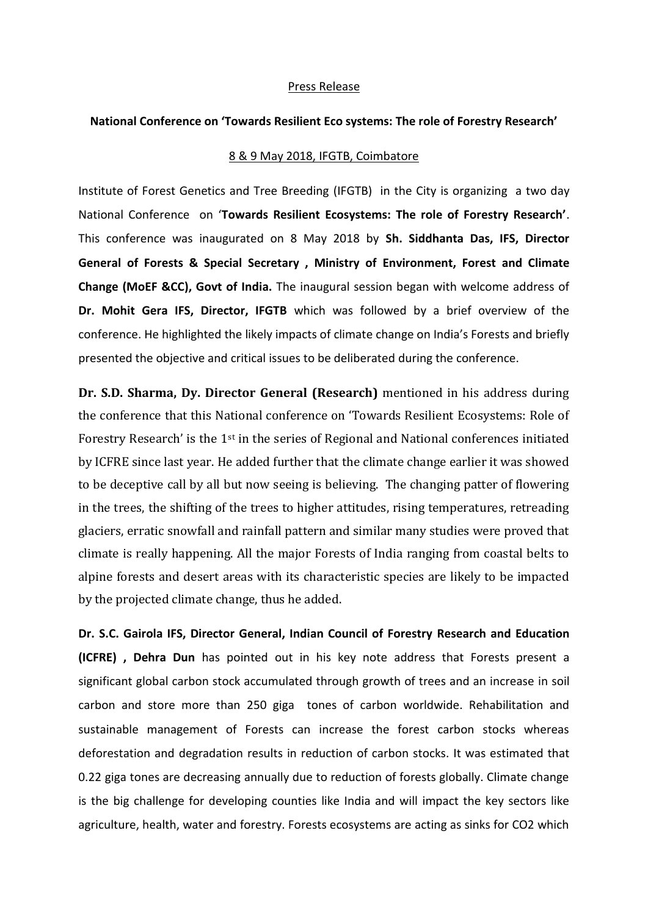Press Release

**National Conference on 'Towards Resilient Eco systems: The role of Forestry Research'**

8 & 9 May 2018, IFGTB, Coimbatore

Institute of Forest Genetics and Tree Breeding (IFGTB) in the City is organizing a two day National Conference on '**Towards Resilient Ecosystems: The role of Forestry Research'**. This conference was inaugurated on 8 May 2018 by **Sh. Siddhanta Das, IFS, Director General of Forests & Special Secretary , Ministry of Environment, Forest and Climate Change (MoEF &CC), Govt of India.** The inaugural session began with welcome address of **Dr. Mohit Gera IFS, Director, IFGTB** which was followed by a brief overview of the conference. He highlighted the likely impacts of climate change on India's Forests and briefly presented the objective and critical issues to be deliberated during the conference.

**Dr. S.D. Sharma, Dy. Director General (Research)** mentioned in his address during the conference that this National conference on 'Towards Resilient Ecosystems: Role of Forestry Research' is the 1st in the series of Regional and National conferences initiated by ICFRE since last year. He added further that the climate change earlier it was showed to be deceptive call by all but now seeing is believing. The changing patter of flowering in the trees, the shifting of the trees to higher attitudes, rising temperatures, retreading glaciers, erratic snowfall and rainfall pattern and similar many studies were proved that climate is really happening. All the major Forests of India ranging from coastal belts to alpine forests and desert areas with its characteristic species are likely to be impacted by the projected climate change, thus he added.

**Dr. S.C. Gairola IFS, Director General, Indian Council of Forestry Research and Education (ICFRE) , Dehra Dun** has pointed out in his key note address that Forests present a significant global carbon stock accumulated through growth of trees and an increase in soil carbon and store more than 250 giga tones of carbon worldwide. Rehabilitation and sustainable management of Forests can increase the forest carbon stocks whereas deforestation and degradation results in reduction of carbon stocks. It was estimated that 0.22 giga tones are decreasing annually due to reduction of forests globally. Climate change is the big challenge for developing counties like India and will impact the key sectors like agriculture, health, water and forestry. Forests ecosystems are acting as sinks for $CO_2$ which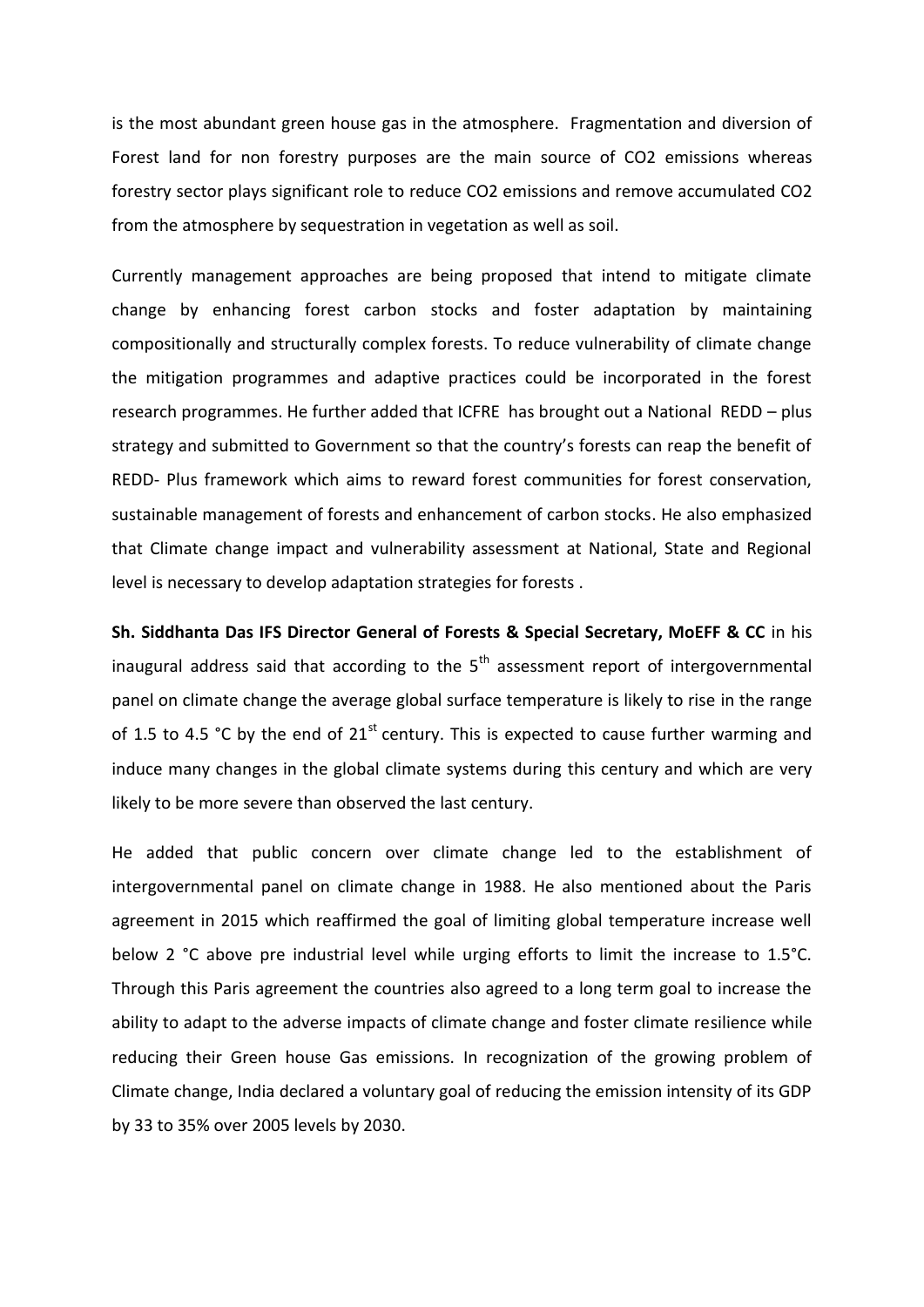is the most abundant green house gas in the atmosphere. Fragmentation and diversion of Forest land for non forestry purposes are the main source of $CO_2$ emissions whereas forestry sector plays significant role to reduce $CO_2$ emissions and remove accumulated $CO_2$ from the atmosphere by sequestration in vegetation as well as soil.

Currently management approaches are being proposed that intend to mitigate climate change by enhancing forest carbon stocks and foster adaptation by maintaining compositionally and structurally complex forests. To reduce vulnerability of climate change the mitigation programmes and adaptive practices could be incorporated in the forest research programmes. He further added that ICFRE has brought out a National REDD – plus strategy and submitted to Government so that the country's forests can reap the benefit of REDD- Plus framework which aims to reward forest communities for forest conservation, sustainable management of forests and enhancement of carbon stocks. He also emphasized that Climate change impact and vulnerability assessment at National, State and Regional level is necessary to develop adaptation strategies for forests .

**Sh. Siddhanta Das IFS Director General of Forests & Special Secretary, MoEFF & CC** in his inaugural address said that according to the 5$^{th}$ assessment report of intergovernmental panel on climate change the average global surface temperature is likely to rise in the range of 1.5 to 4.5 °C by the end of 21$^{st}$ century. This is expected to cause further warming and induce many changes in the global climate systems during this century and which are very likely to be more severe than observed the last century.

He added that public concern over climate change led to the establishment of intergovernmental panel on climate change in 1988. He also mentioned about the Paris agreement in 2015 which reaffirmed the goal of limiting global temperature increase well below 2 °C above pre industrial level while urging efforts to limit the increase to 1.5°C. Through this Paris agreement the countries also agreed to a long term goal to increase the ability to adapt to the adverse impacts of climate change and foster climate resilience while reducing their Green house Gas emissions. In recognization of the growing problem of Climate change, India declared a voluntary goal of reducing the emission intensity of its GDP by 33 to 35% over 2005 levels by 2030.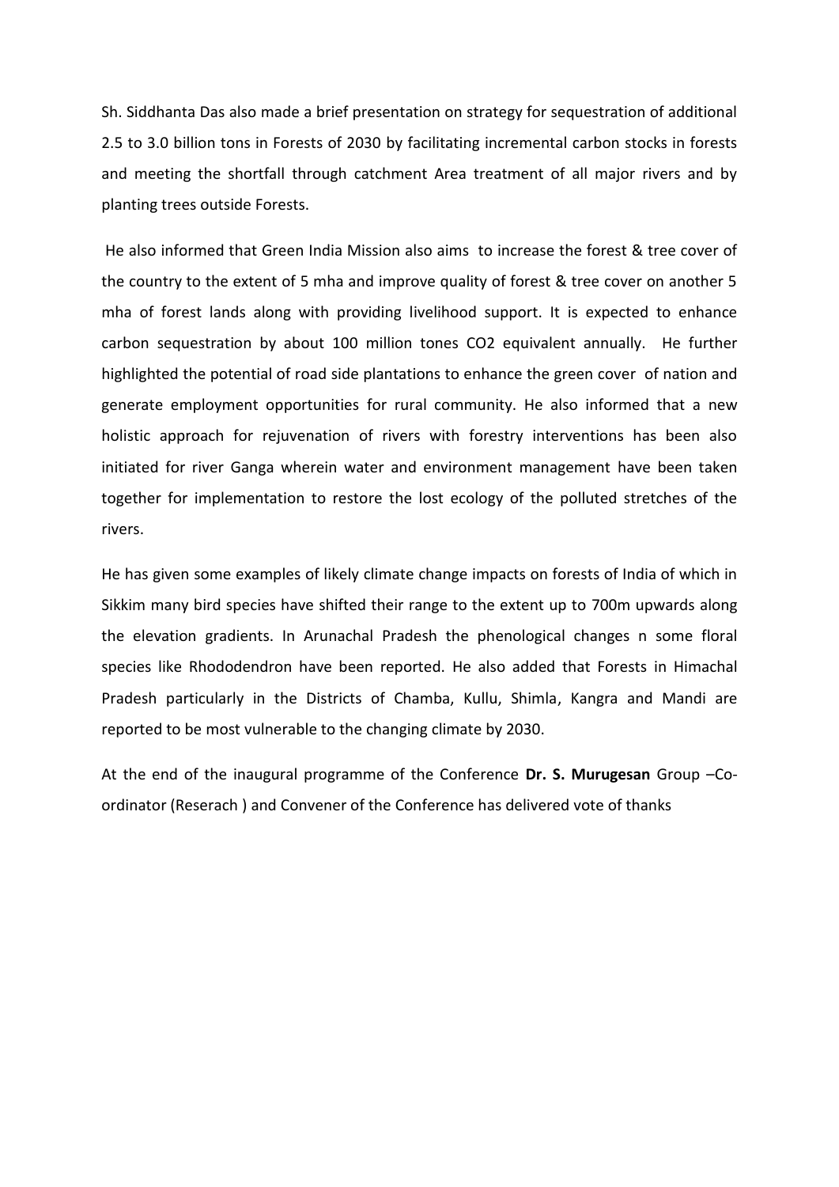Sh. Siddhanta Das also made a brief presentation on strategy for sequestration of additional 2.5 to 3.0 billion tons in Forests of 2030 by facilitating incremental carbon stocks in forests and meeting the shortfall through catchment Area treatment of all major rivers and by planting trees outside Forests.

He also informed that Green India Mission also aims to increase the forest & tree cover of the country to the extent of 5 mha and improve quality of forest & tree cover on another 5 mha of forest lands along with providing livelihood support. It is expected to enhance carbon sequestration by about 100 million tones $CO_2$ equivalent annually. He further highlighted the potential of road side plantations to enhance the green cover of nation and generate employment opportunities for rural community. He also informed that a new holistic approach for rejuvenation of rivers with forestry interventions has been also initiated for river Ganga wherein water and environment management have been taken together for implementation to restore the lost ecology of the polluted stretches of the rivers.

He has given some examples of likely climate change impacts on forests of India of which in Sikkim many bird species have shifted their range to the extent up to 700m upwards along the elevation gradients. In Arunachal Pradesh the phenological changes n some floral species like Rhododendron have been reported. He also added that Forests in Himachal Pradesh particularly in the Districts of Chamba, Kullu, Shimla, Kangra and Mandi are reported to be most vulnerable to the changing climate by 2030.

At the end of the inaugural programme of the Conference **Dr. S. Murugesan** Group –Co-ordinator (Reserach ) and Convener of the Conference has delivered vote of thanks